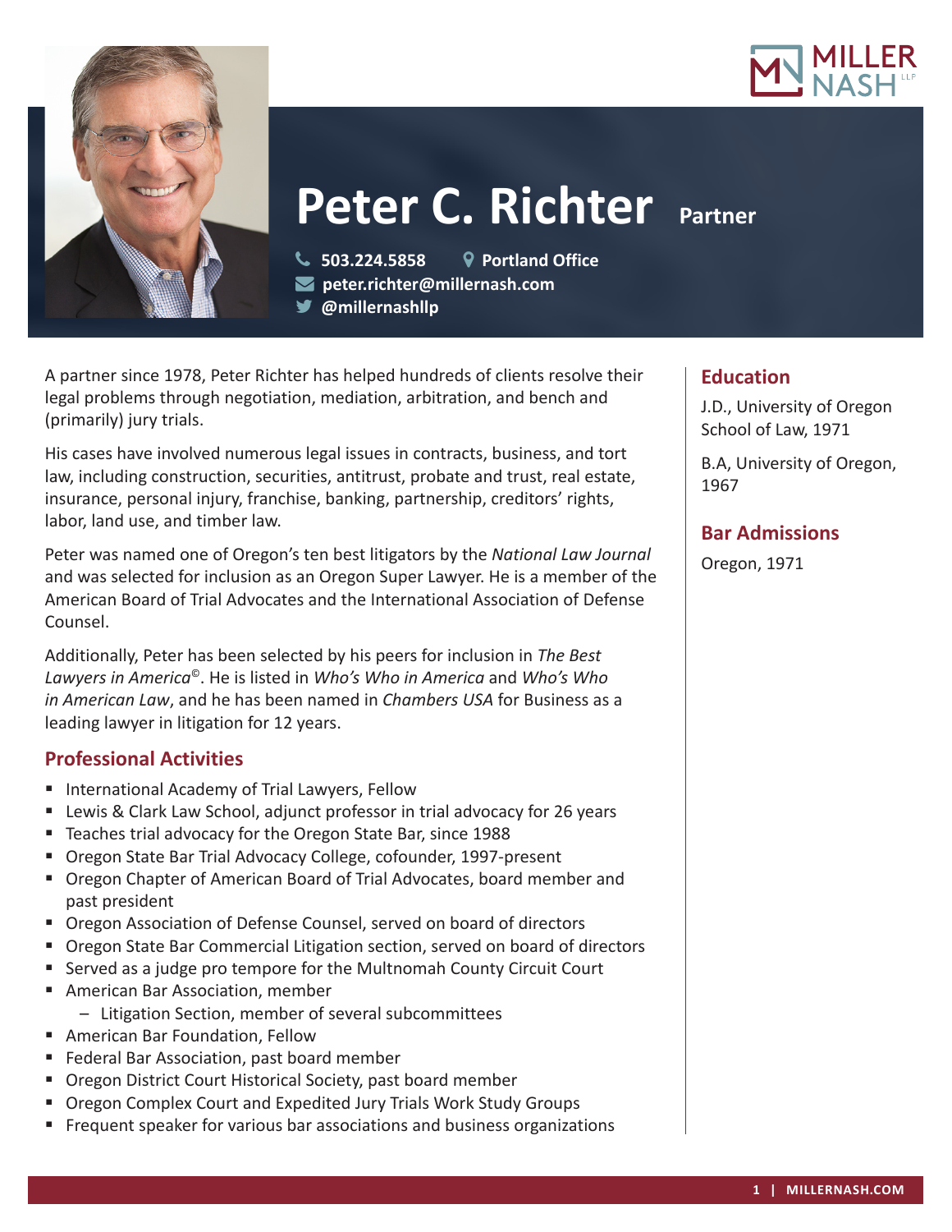# Peter C. Richter

Partner

503.224.5858 | Portland Office
peter.richter@millernash.com
@millernashllp

A partner since 1978, Peter Richter has helped hundreds of clients resolve their legal problems through negotiation, mediation, arbitration, and bench and (primarily) jury trials.

His cases have involved numerous legal issues in contracts, business, and tort law, including construction, securities, antitrust, probate and trust, real estate, insurance, personal injury, franchise, banking, partnership, creditors' rights, labor, land use, and timber law.

Peter was named one of Oregon's ten best litigators by the *National Law Journal* and was selected for inclusion as an Oregon Super Lawyer. He is a member of the American Board of Trial Advocates and the International Association of Defense Counsel.

Additionally, Peter has been selected by his peers for inclusion in *The Best Lawyers in America©*. He is listed in *Who's Who in America* and *Who's Who in American Law*, and he has been named in *Chambers USA* for Business as a leading lawyer in litigation for 12 years.

## Professional Activities

- International Academy of Trial Lawyers, Fellow
- Lewis & Clark Law School, adjunct professor in trial advocacy for 26 years
- Teaches trial advocacy for the Oregon State Bar, since 1988
- Oregon State Bar Trial Advocacy College, cofounder, 1997-present
- Oregon Chapter of American Board of Trial Advocates, board member and past president
- Oregon Association of Defense Counsel, served on board of directors
- Oregon State Bar Commercial Litigation section, served on board of directors
- Served as a judge pro tempore for the Multnomah County Circuit Court
- American Bar Association, member
  - Litigation Section, member of several subcommittees
- American Bar Foundation, Fellow
- Federal Bar Association, past board member
- Oregon District Court Historical Society, past board member
- Oregon Complex Court and Expedited Jury Trials Work Study Groups
- Frequent speaker for various bar associations and business organizations

## Education

J.D., University of Oregon School of Law, 1971

B.A, University of Oregon, 1967

## Bar Admissions

Oregon, 1971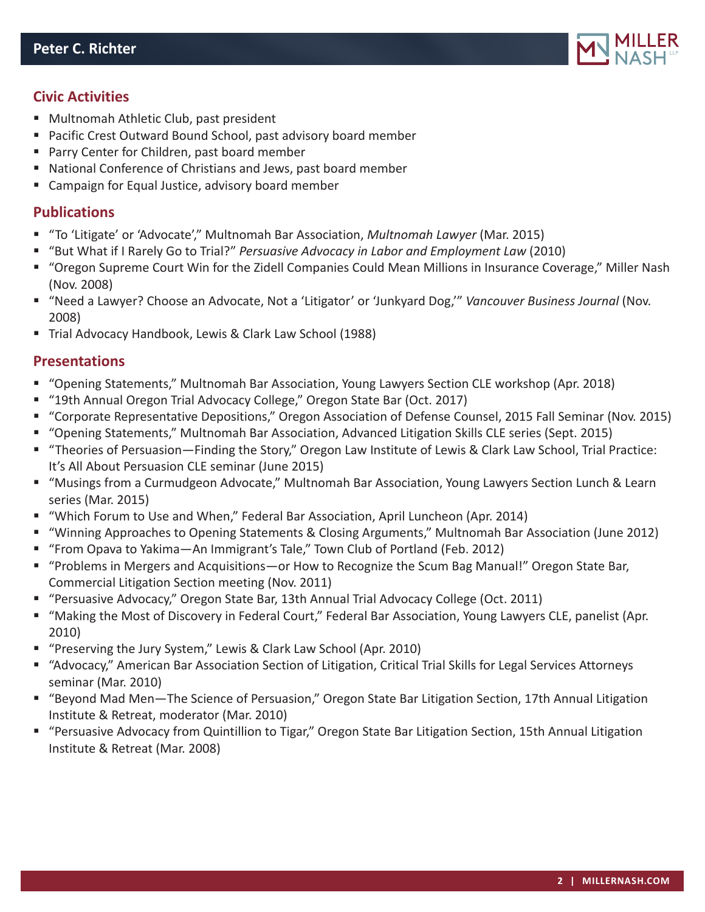## Civic Activities

- Multnomah Athletic Club, past president
- Pacific Crest Outward Bound School, past advisory board member
- Parry Center for Children, past board member
- National Conference of Christians and Jews, past board member
- Campaign for Equal Justice, advisory board member

## Publications

- "To 'Litigate' or 'Advocate'," Multnomah Bar Association, *Multnomah Lawyer* (Mar. 2015)
- "But What if I Rarely Go to Trial?" *Persuasive Advocacy in Labor and Employment Law* (2010)
- "Oregon Supreme Court Win for the Zidell Companies Could Mean Millions in Insurance Coverage," Miller Nash (Nov. 2008)
- "Need a Lawyer? Choose an Advocate, Not a 'Litigator' or 'Junkyard Dog,'" *Vancouver Business Journal* (Nov. 2008)
- Trial Advocacy Handbook, Lewis & Clark Law School (1988)

## Presentations

- "Opening Statements," Multnomah Bar Association, Young Lawyers Section CLE workshop (Apr. 2018)
- "19th Annual Oregon Trial Advocacy College," Oregon State Bar (Oct. 2017)
- "Corporate Representative Depositions," Oregon Association of Defense Counsel, 2015 Fall Seminar (Nov. 2015)
- "Opening Statements," Multnomah Bar Association, Advanced Litigation Skills CLE series (Sept. 2015)
- "Theories of Persuasion—Finding the Story," Oregon Law Institute of Lewis & Clark Law School, Trial Practice: It's All About Persuasion CLE seminar (June 2015)
- "Musings from a Curmudgeon Advocate," Multnomah Bar Association, Young Lawyers Section Lunch & Learn series (Mar. 2015)
- "Which Forum to Use and When," Federal Bar Association, April Luncheon (Apr. 2014)
- "Winning Approaches to Opening Statements & Closing Arguments," Multnomah Bar Association (June 2012)
- "From Opava to Yakima—An Immigrant's Tale," Town Club of Portland (Feb. 2012)
- "Problems in Mergers and Acquisitions—or How to Recognize the Scum Bag Manual!" Oregon State Bar, Commercial Litigation Section meeting (Nov. 2011)
- "Persuasive Advocacy," Oregon State Bar, 13th Annual Trial Advocacy College (Oct. 2011)
- "Making the Most of Discovery in Federal Court," Federal Bar Association, Young Lawyers CLE, panelist (Apr. 2010)
- "Preserving the Jury System," Lewis & Clark Law School (Apr. 2010)
- "Advocacy," American Bar Association Section of Litigation, Critical Trial Skills for Legal Services Attorneys seminar (Mar. 2010)
- "Beyond Mad Men—The Science of Persuasion," Oregon State Bar Litigation Section, 17th Annual Litigation Institute & Retreat, moderator (Mar. 2010)
- "Persuasive Advocacy from Quintillion to Tigar," Oregon State Bar Litigation Section, 15th Annual Litigation Institute & Retreat (Mar. 2008)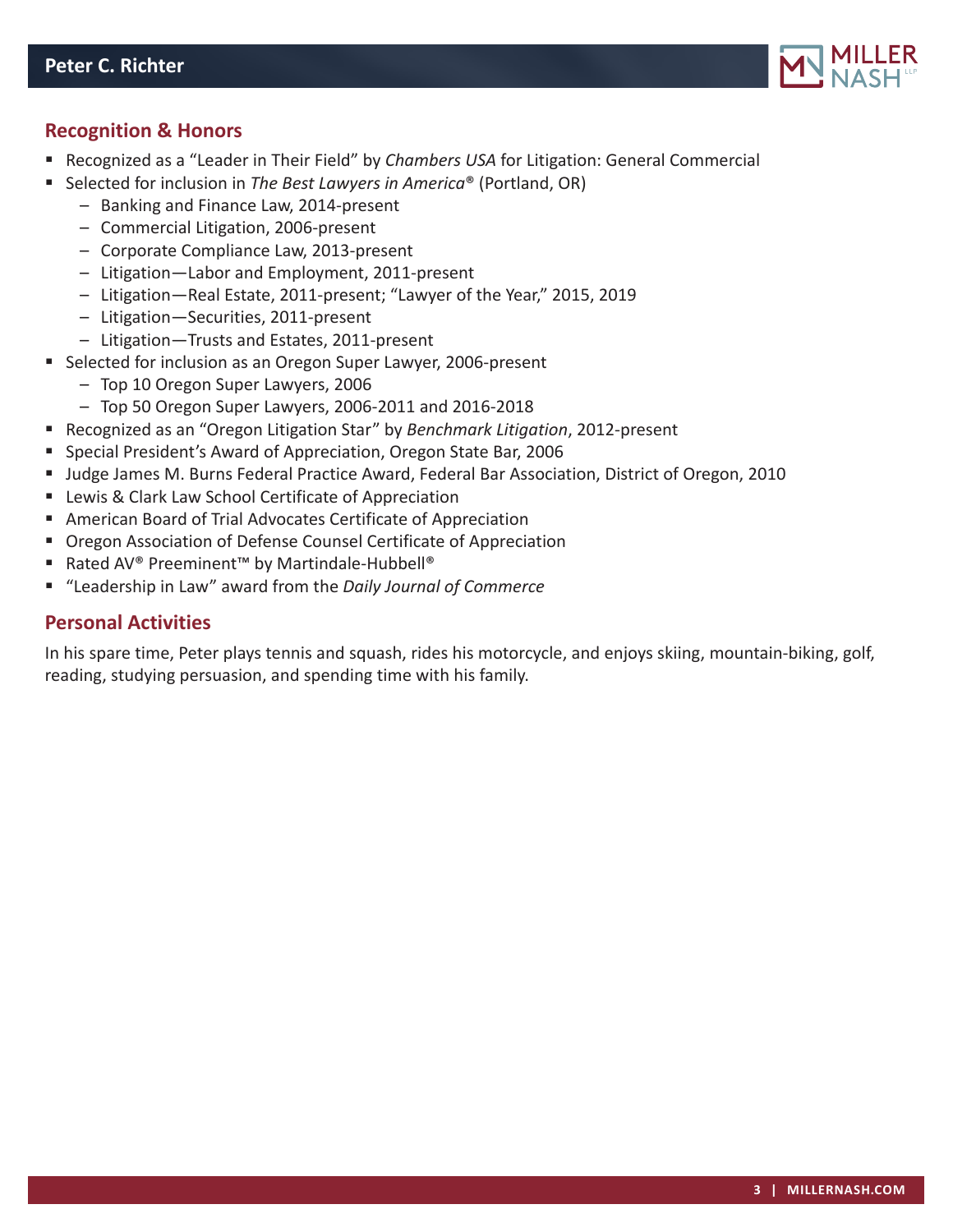## Recognition & Honors

- Recognized as a "Leader in Their Field" by *Chambers USA* for Litigation: General Commercial
- Selected for inclusion in *The Best Lawyers in America*® (Portland, OR)
  - Banking and Finance Law, 2014-present
  - Commercial Litigation, 2006-present
  - Corporate Compliance Law, 2013-present
  - Litigation—Labor and Employment, 2011-present
  - Litigation—Real Estate, 2011-present; "Lawyer of the Year," 2015, 2019
  - Litigation—Securities, 2011-present
  - Litigation—Trusts and Estates, 2011-present
- Selected for inclusion as an Oregon Super Lawyer, 2006-present
  - Top 10 Oregon Super Lawyers, 2006
  - Top 50 Oregon Super Lawyers, 2006-2011 and 2016-2018
- Recognized as an "Oregon Litigation Star" by *Benchmark Litigation*, 2012-present
- Special President's Award of Appreciation, Oregon State Bar, 2006
- Judge James M. Burns Federal Practice Award, Federal Bar Association, District of Oregon, 2010
- Lewis & Clark Law School Certificate of Appreciation
- American Board of Trial Advocates Certificate of Appreciation
- Oregon Association of Defense Counsel Certificate of Appreciation
- Rated AV® Preeminent™ by Martindale-Hubbell®
- "Leadership in Law" award from the *Daily Journal of Commerce*

## Personal Activities

In his spare time, Peter plays tennis and squash, rides his motorcycle, and enjoys skiing, mountain-biking, golf, reading, studying persuasion, and spending time with his family.